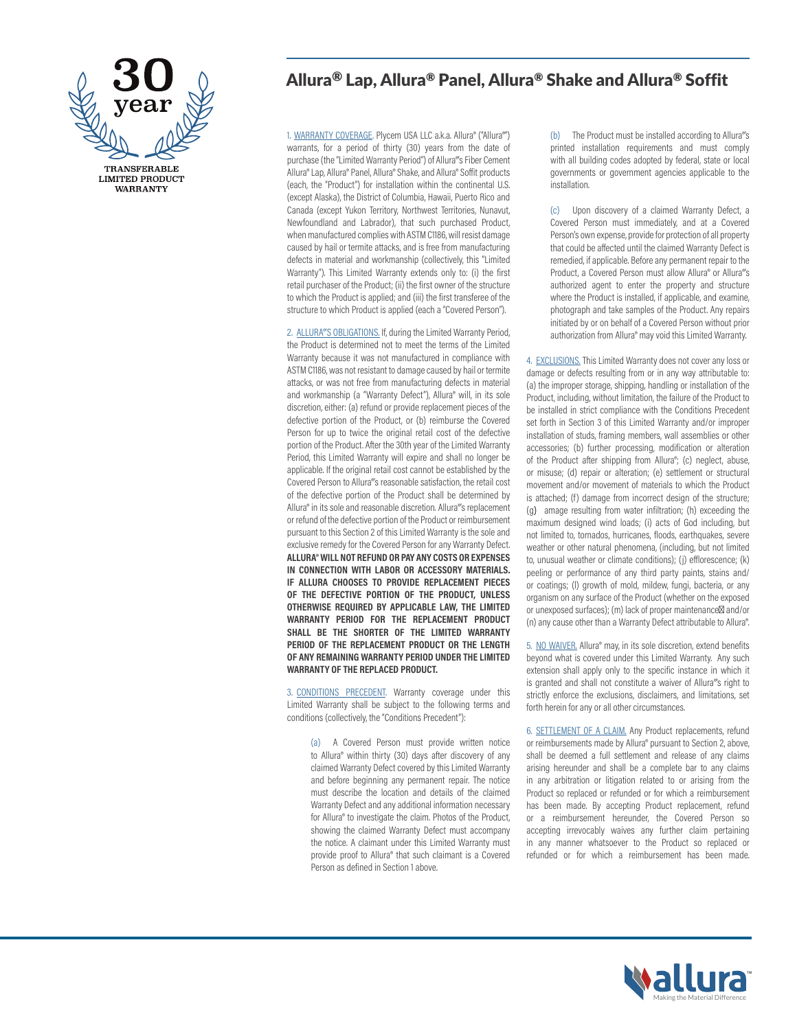30 year

TRANSFERABLE LIMITED PRODUCT WARRANTY

# Allura® Lap, Allura® Panel, Allura® Shake and Allura® Soffit

1. WARRANTY COVERAGE. Plycem USA LLC a.k.a. Allura® ("Allura®") warrants, for a period of thirty (30) years from the date of purchase (the "Limited Warranty Period") of Allura®'s Fiber Cement Allura® Lap, Allura® Panel, Allura® Shake, and Allura® Soffit products (each, the "Product") for installation within the continental U.S. (except Alaska), the District of Columbia, Hawaii, Puerto Rico and Canada (except Yukon Territory, Northwest Territories, Nunavut, Newfoundland and Labrador), that such purchased Product, when manufactured complies with ASTM C1186, will resist damage caused by hail or termite attacks, and is free from manufacturing defects in material and workmanship (collectively, this "Limited Warranty"). This Limited Warranty extends only to: (i) the first retail purchaser of the Product; (ii) the first owner of the structure to which the Product is applied; and (iii) the first transferee of the structure to which Product is applied (each a "Covered Person").

2. ALLURA®'S OBLIGATIONS. If, during the Limited Warranty Period, the Product is determined not to meet the terms of the Limited Warranty because it was not manufactured in compliance with ASTM C1186, was not resistant to damage caused by hail or termite attacks, or was not free from manufacturing defects in material and workmanship (a "Warranty Defect"), Allura® will, in its sole discretion, either: (a) refund or provide replacement pieces of the defective portion of the Product, or (b) reimburse the Covered Person for up to twice the original retail cost of the defective portion of the Product. After the 30th year of the Limited Warranty Period, this Limited Warranty will expire and shall no longer be applicable. If the original retail cost cannot be established by the Covered Person to Allura®'s reasonable satisfaction, the retail cost of the defective portion of the Product shall be determined by Allura® in its sole and reasonable discretion. Allura®'s replacement or refund of the defective portion of the Product or reimbursement pursuant to this Section 2 of this Limited Warranty is the sole and exclusive remedy for the Covered Person for any Warranty Defect. **ALLURA® WILL NOT REFUND OR PAY ANY COSTS OR EXPENSES IN CONNECTION WITH LABOR OR ACCESSORY MATERIALS. IF ALLURA CHOOSES TO PROVIDE REPLACEMENT PIECES OF THE DEFECTIVE PORTION OF THE PRODUCT, UNLESS OTHERWISE REQUIRED BY APPLICABLE LAW, THE LIMITED WARRANTY PERIOD FOR THE REPLACEMENT PRODUCT SHALL BE THE SHORTER OF THE LIMITED WARRANTY PERIOD OF THE REPLACEMENT PRODUCT OR THE LENGTH OF ANY REMAINING WARRANTY PERIOD UNDER THE LIMITED WARRANTY OF THE REPLACED PRODUCT.**

3. CONDITIONS PRECEDENT. Warranty coverage under this Limited Warranty shall be subject to the following terms and conditions (collectively, the "Conditions Precedent"):

(a) A Covered Person must provide written notice to Allura® within thirty (30) days after discovery of any claimed Warranty Defect covered by this Limited Warranty and before beginning any permanent repair. The notice must describe the location and details of the claimed Warranty Defect and any additional information necessary for Allura® to investigate the claim. Photos of the Product, showing the claimed Warranty Defect must accompany the notice. A claimant under this Limited Warranty must provide proof to Allura® that such claimant is a Covered Person as defined in Section 1 above.

(b) The Product must be installed according to Allura®'s printed installation requirements and must comply with all building codes adopted by federal, state or local governments or government agencies applicable to the installation.

(c) Upon discovery of a claimed Warranty Defect, a Covered Person must immediately, and at a Covered Person's own expense, provide for protection of all property that could be affected until the claimed Warranty Defect is remedied, if applicable. Before any permanent repair to the Product, a Covered Person must allow Allura® or Allura®'s authorized agent to enter the property and structure where the Product is installed, if applicable, and examine, photograph and take samples of the Product. Any repairs initiated by or on behalf of a Covered Person without prior authorization from Allura® may void this Limited Warranty.

4. EXCLUSIONS. This Limited Warranty does not cover any loss or damage or defects resulting from or in any way attributable to: (a) the improper storage, shipping, handling or installation of the Product, including, without limitation, the failure of the Product to be installed in strict compliance with the Conditions Precedent set forth in Section 3 of this Limited Warranty and/or improper installation of studs, framing members, wall assemblies or other accessories; (b) further processing, modification or alteration of the Product after shipping from Allura®; (c) neglect, abuse, or misuse; (d) repair or alteration; (e) settlement or structural movement and/or movement of materials to which the Product is attached; (f) damage from incorrect design of the structure; (g) amage resulting from water infiltration; (h) exceeding the maximum designed wind loads; (i) acts of God including, but not limited to, tornados, hurricanes, floods, earthquakes, severe weather or other natural phenomena, (including, but not limited to, unusual weather or climate conditions); (j) efflorescence; (k) peeling or performance of any third party paints, stains and/or coatings; (l) growth of mold, mildew, fungi, bacteria, or any organism on any surface of the Product (whether on the exposed or unexposed surfaces); (m) lack of proper maintenance and/or (n) any cause other than a Warranty Defect attributable to Allura®.

5. NO WAIVER. Allura® may, in its sole discretion, extend benefits beyond what is covered under this Limited Warranty. Any such extension shall apply only to the specific instance in which it is granted and shall not constitute a waiver of Allura®'s right to strictly enforce the exclusions, disclaimers, and limitations, set forth herein for any or all other circumstances.

6. SETTLEMENT OF A CLAIM. Any Product replacements, refund or reimbursements made by Allura® pursuant to Section 2, above, shall be deemed a full settlement and release of any claims arising hereunder and shall be a complete bar to any claims in any arbitration or litigation related to or arising from the Product so replaced or refunded or for which a reimbursement has been made. By accepting Product replacement, refund or a reimbursement hereunder, the Covered Person so accepting irrevocably waives any further claim pertaining in any manner whatsoever to the Product so replaced or refunded or for which a reimbursement has been made.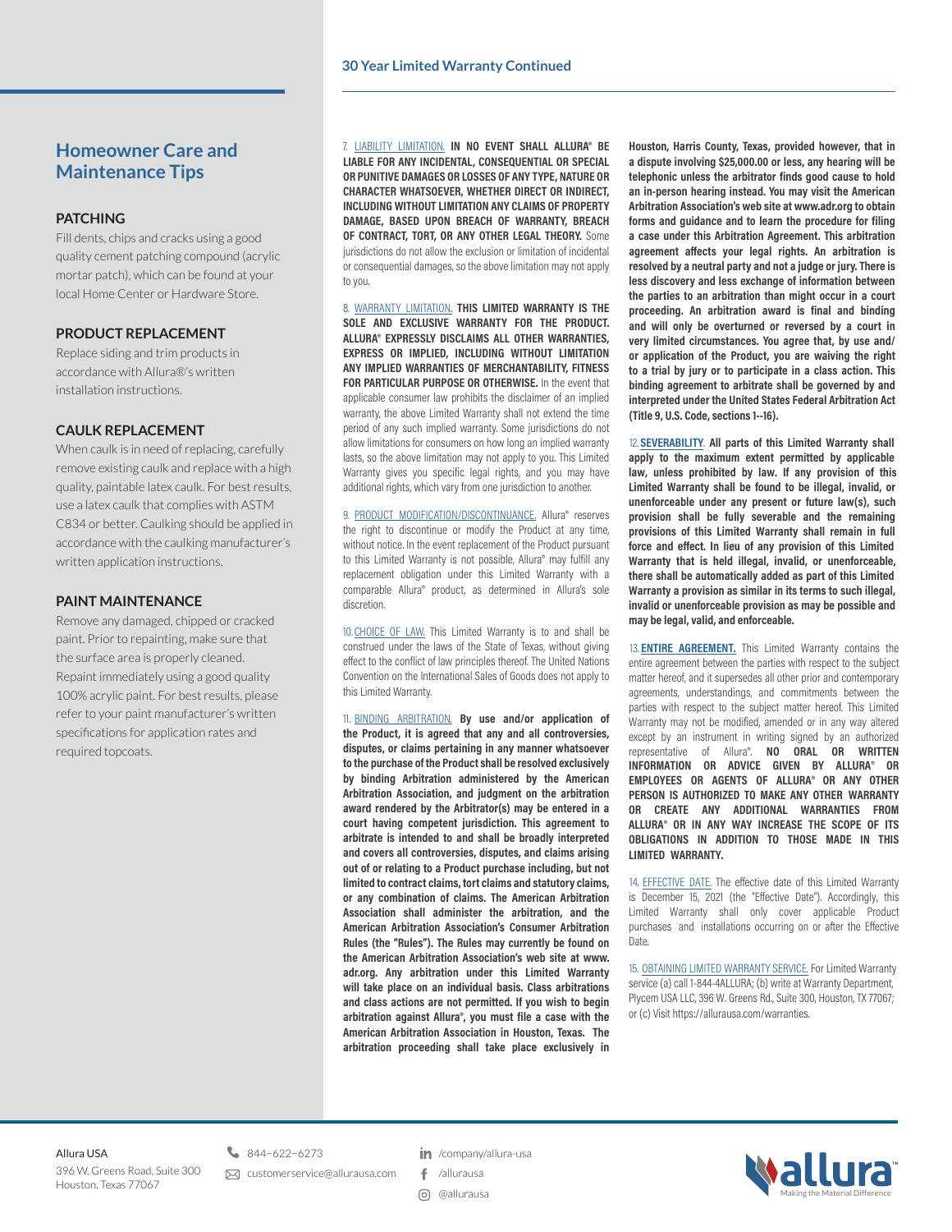## Homeowner Care and Maintenance Tips

### PATCHING

Fill dents, chips and cracks using a good quality cement patching compound (acrylic mortar patch), which can be found at your local Home Center or Hardware Store.

### PRODUCT REPLACEMENT

Replace siding and trim products in accordance with Allura®'s written installation instructions.

### CAULK REPLACEMENT

When caulk is in need of replacing, carefully remove existing caulk and replace with a high quality, paintable latex caulk. For best results, use a latex caulk that complies with ASTM C834 or better. Caulking should be applied in accordance with the caulking manufacturer's written application instructions.

### PAINT MAINTENANCE

Remove any damaged, chipped or cracked paint. Prior to repainting, make sure that the surface area is properly cleaned. Repaint immediately using a good quality 100% acrylic paint. For best results, please refer to your paint manufacturer's written specifications for application rates and required topcoats.

## 30 Year Limited Warranty Continued

7. LIABILITY LIMITATION. **IN NO EVENT SHALL ALLURA® BE LIABLE FOR ANY INCIDENTAL, CONSEQUENTIAL OR SPECIAL OR PUNITIVE DAMAGES OR LOSSES OF ANY TYPE, NATURE OR CHARACTER WHATSOEVER, WHETHER DIRECT OR INDIRECT, INCLUDING WITHOUT LIMITATION ANY CLAIMS OF PROPERTY DAMAGE, BASED UPON BREACH OF WARRANTY, BREACH OF CONTRACT, TORT, OR ANY OTHER LEGAL THEORY.** Some jurisdictions do not allow the exclusion or limitation of incidental or consequential damages, so the above limitation may not apply to you.

8. WARRANTY LIMITATION. **THIS LIMITED WARRANTY IS THE SOLE AND EXCLUSIVE WARRANTY FOR THE PRODUCT. ALLURA® EXPRESSLY DISCLAIMS ALL OTHER WARRANTIES, EXPRESS OR IMPLIED, INCLUDING WITHOUT LIMITATION ANY IMPLIED WARRANTIES OF MERCHANTABILITY, FITNESS FOR PARTICULAR PURPOSE OR OTHERWISE.** In the event that applicable consumer law prohibits the disclaimer of an implied warranty, the above Limited Warranty shall not extend the time period of any such implied warranty. Some jurisdictions do not allow limitations for consumers on how long an implied warranty lasts, so the above limitation may not apply to you. This Limited Warranty gives you specific legal rights, and you may have additional rights, which vary from one jurisdiction to another.

9. PRODUCT MODIFICATION/DISCONTINUANCE. Allura® reserves the right to discontinue or modify the Product at any time, without notice. In the event replacement of the Product pursuant to this Limited Warranty is not possible, Allura® may fulfill any replacement obligation under this Limited Warranty with a comparable Allura® product, as determined in Allura's sole discretion.

10. CHOICE OF LAW. This Limited Warranty is to and shall be construed under the laws of the State of Texas, without giving effect to the conflict of law principles thereof. The United Nations Convention on the International Sales of Goods does not apply to this Limited Warranty.

11. BINDING ARBITRATION. **By use and/or application of the Product, it is agreed that any and all controversies, disputes, or claims pertaining in any manner whatsoever to the purchase of the Product shall be resolved exclusively by binding Arbitration administered by the American Arbitration Association, and judgment on the arbitration award rendered by the Arbitrator(s) may be entered in a court having competent jurisdiction. This agreement to arbitrate is intended to and shall be broadly interpreted and covers all controversies, disputes, and claims arising out of or relating to a Product purchase including, but not limited to contract claims, tort claims and statutory claims, or any combination of claims. The American Arbitration Association shall administer the arbitration, and the American Arbitration Association's Consumer Arbitration Rules (the "Rules"). The Rules may currently be found on the American Arbitration Association's web site at www.adr.org. Any arbitration under this Limited Warranty will take place on an individual basis. Class arbitrations and class actions are not permitted. If you wish to begin arbitration against Allura®, you must file a case with the American Arbitration Association in Houston, Texas. The arbitration proceeding shall take place exclusively in Houston, Harris County, Texas, provided however, that in a dispute involving $25,000.00 or less, any hearing will be telephonic unless the arbitrator finds good cause to hold an in-person hearing instead. You may visit the American Arbitration Association's web site at www.adr.org to obtain forms and guidance and to learn the procedure for filing a case under this Arbitration Agreement. This arbitration agreement affects your legal rights. An arbitration is resolved by a neutral party and not a judge or jury. There is less discovery and less exchange of information between the parties to an arbitration than might occur in a court proceeding. An arbitration award is final and binding and will only be overturned or reversed by a court in very limited circumstances. You agree that, by use and/or application of the Product, you are waiving the right to a trial by jury or to participate in a class action. This binding agreement to arbitrate shall be governed by and interpreted under the United States Federal Arbitration Act (Title 9, U.S. Code, sections 1--16).**

12. **SEVERABILITY. All parts of this Limited Warranty shall apply to the maximum extent permitted by applicable law, unless prohibited by law. If any provision of this Limited Warranty shall be found to be illegal, invalid, or unenforceable under any present or future law(s), such provision shall be fully severable and the remaining provisions of this Limited Warranty shall remain in full force and effect. In lieu of any provision of this Limited Warranty that is held illegal, invalid, or unenforceable, there shall be automatically added as part of this Limited Warranty a provision as similar in its terms to such illegal, invalid or unenforceable provision as may be possible and may be legal, valid, and enforceable.**

13. **ENTIRE AGREEMENT.** This Limited Warranty contains the entire agreement between the parties with respect to the subject matter hereof, and it supersedes all other prior and contemporary agreements, understandings, and commitments between the parties with respect to the subject matter hereof. This Limited Warranty may not be modified, amended or in any way altered except by an instrument in writing signed by an authorized representative of Allura®. **NO ORAL OR WRITTEN INFORMATION OR ADVICE GIVEN BY ALLURA® OR EMPLOYEES OR AGENTS OF ALLURA® OR ANY OTHER PERSON IS AUTHORIZED TO MAKE ANY OTHER WARRANTY OR CREATE ANY ADDITIONAL WARRANTIES FROM ALLURA® OR IN ANY WAY INCREASE THE SCOPE OF ITS OBLIGATIONS IN ADDITION TO THOSE MADE IN THIS LIMITED WARRANTY.**

14. EFFECTIVE DATE. The effective date of this Limited Warranty is December 15, 2021 (the "Effective Date"). Accordingly, this Limited Warranty shall only cover applicable Product purchases and installations occurring on or after the Effective Date.

15. OBTAINING LIMITED WARRANTY SERVICE. For Limited Warranty service (a) call 1-844-4ALLURA; (b) write at Warranty Department, Plycem USA LLC, 396 W. Greens Rd., Suite 300, Houston, TX 77067; or (c) Visit https://allurausa.com/warranties.

Allura USA
396 W. Greens Road, Suite 300
Houston, Texas 77067

844–622–6273
customerservice@allurausa.com

/company/allura-usa
/allurausa
@allurausa

allura™ Making the Material Difference